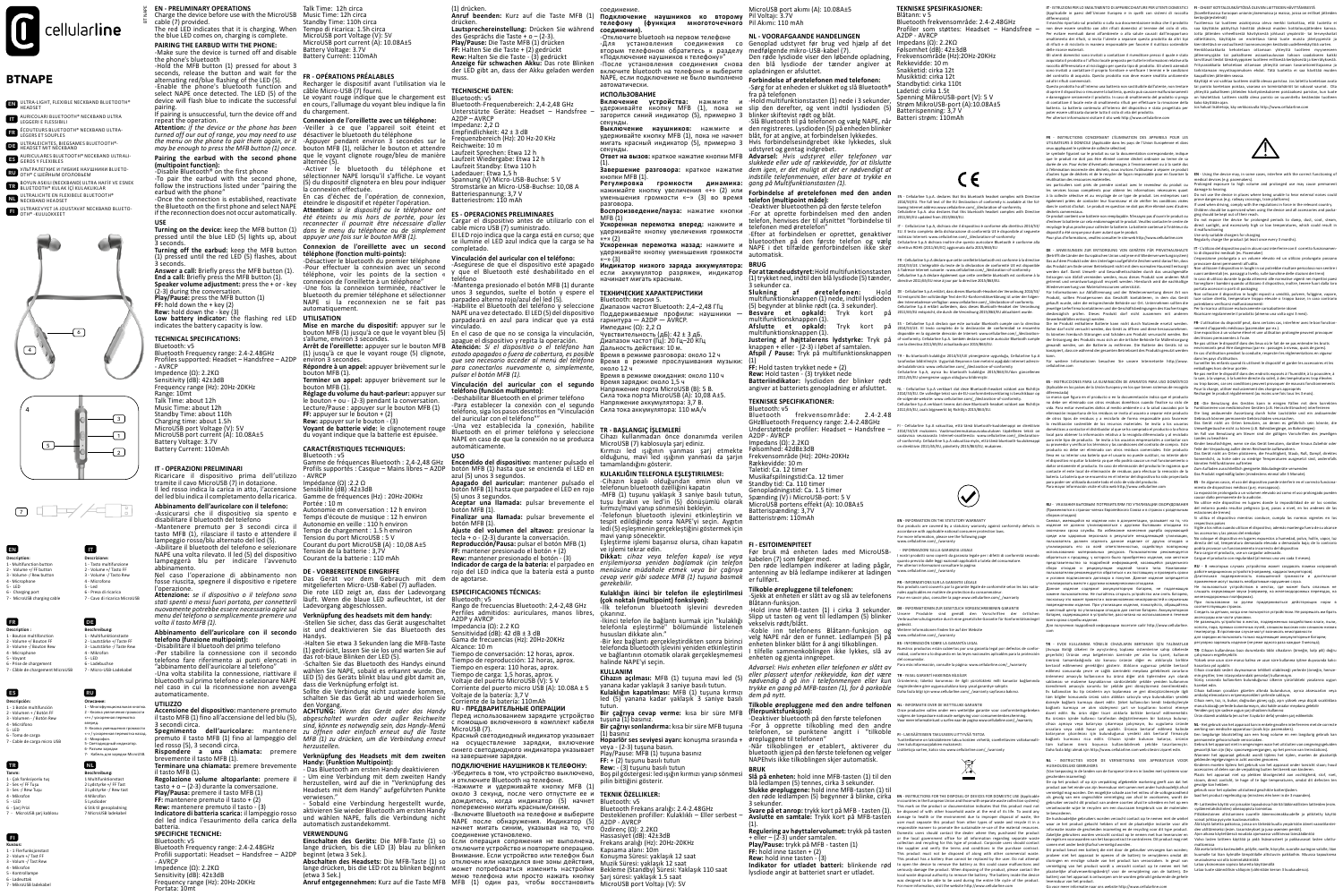# cellularline

# BTNAPE

- **EN** ULTRA-LIGHT, FLEXIBLE NECKBAND BLUETOOTH® HEADSET
- **IT** AURICOLARI BLUETOOTH® NECKBAND ULTRA-LEGGERI E FLESSIBILI
- **FR** ÉCOUTEURS BLUETOOTH® NECKBAND ULTRA-LÉGERS ET SOUPLES
- **DE** ULTRALEICHTES, BIEGSAMES BLUETOOTH®-NECKBAND HEADSET
- **ES** AURICULARES BLUETOOTH® NECKBAND ULTRA-LIGEROS Y FLEXIBLES
- **RU** УЛЬТРАЛЕГКИЕ И ГИБКИЕ НАУШНИКИ BLUETOOTH® С ШЕЙНЫМ ОГОЛОВЬЕМ
- **TR** BOYUN ASKILI (NECKBAND) ULTRA HAFİF VE ESNEK BLUETOOTH® KULAK İÇİ KULAKLIKLAR
- **NL** ULTRALICHTE EN FLEXIBELE BLUETOOTH® NECKBAND HEADSET
- **FI** ULTRAKEVYET, LISKOTTAVAT NECKBAND BLUETOOTH® -KUULOKKEET

**EN Description:**
1 - Multifunction button
2 - Volume +/ FF button
3 - Volume -/ Rew button
4 - Microphone
5 - LED
6 - Charging port
7 - MicroUSB charging cable

**IT Descrizione:**
1 - Tasto multifunzione
2 - Volume +/ Tasto FF
3 - Volume -/ Tasto Rew
4 - Microfono
5 - LED
6 - Presa di ricarica
7 - Cavo di ricarica MicroUSB

**FR Description :**
1 - Bouton multifonction
2 - Volume +/ Bouton FF
3 - Volume -/ Bouton Rew
4 - Microphone
5 - Voyant
6 - Port de chargement
7 - Câble de chargement MicroUSB

**DE Beschreibung:**
1 - Multifunktionstaste
2 - Lautstärke +/ Taste FF
3 - Lautstärke -/ Taste Rew
4 - Mikrofon
5 - LED
6 - Ladeanschluss
7 - Micro-USB-Ladekabel

**ES Descripción:**
1 - 1 Botón multifunción
2 - Volumen +/ Botón FF
3 - Volumen -/ Botón Rew
4 - Micrófono
5 - LED
6 - Toma de carga
7 - Cable de carga micro USB

**RU Описание:**
1 - Многофункциональная кнопка
2 - Кнопка увеличения громкости +/ ускоренная перемотка вперед
3 - Кнопка уменьшения громкости -/ ускоренная перемотка назад
4 - Микрофон
5 - Светодиодный индикатор
6 - Разъем зарядки
7 - Кабель для зарядки MicroUSB

**TR Tanım:**
1 - Çok fonksiyonlu tuş
2 - Ses +/ FF Tuşu
3 - Ses -/ Rew Tuşu
4 - Mikrofon
5 - LED
6 - Şarj Prizi
7 - MicroUSB şarj kablosu

**NL Beskrivelse:**
1 Multifunktionsknap
2 Lydstyrke +/ FF Tast
3 Lydstyrke -/ Rew Tast
4 Mikrofon
5 Lysdiode
6 Stik til genopladning
7 MicroUSB-ladekabel

**FI Kuvaus:**
1 - Multifunksjonsknapp
2 - Volum +/ Tast FF
3 - Volum -/ Tast Rew
4 - Mikrofon
5 - Kontrollampe
6 - Ladeuttak
7 - MicroUSB ladekabel

## EN - PRELIMINARY OPERATIONS

Charge the device before use with the MicroUSB cable (7) provided.
The red LED indicates that it is charging. When the blue LED comes on, charging is complete.

**PAIRING THE EARBUD WITH THE PHONE:**
-Make sure the device is turned off and disable the phone's bluetooth
-Hold the MFB button (1) pressed for about 3 seconds, release the button and wait for the alternating red/blue flashing of the LED (5).
-Enable the phone's bluetooth function and select NAPE once detected. The LED (5) of the device will flash blue to indicate the successful pairing.
If pairing is unsuccessful, turn the device off and repeat the operation.
*Attention: if the device or the phone has been turned off our out of range, you may need to use the menu on the phone to pair them again, or it may be enough to press the MFB button (1) once.*

**Pairing the earbud with the second phone (multipoint function):**
-Disable Bluetooth® on the first phone
-To pair the earbud with the second phone, follow the instructions listed under "pairing the earbud with the phone"
-Once the connection is established, reactivate the Bluetooth on the first phone and select NAPE if the reconnection does not occur automatically.

**USE**
**Turning on the device:** keep the MFB button (1) pressed until the blue LED lights up, about 3 seconds.
**Turning off the earbud:** keep the MFB button (1) pressed until the red LED (5) flashes, about 3 seconds.
**Answer a call:** Briefly press the MFB button (1).
**End a call:** Briefly press the MFB button (1).
**Speaker volume adjustment:** press the + or - key (2-3) during the conversation.
**Play/Pause:** press the MFB button (1)
**FF:** hold down the + key (2)
**Rew:** hold down the - key (3)
**Low battery indicator:** the flashing red LED indicates the battery capacity is low.

**TECHNICAL SPECIFICATIONS:**
Bluetooth: V5
Bluetooth Frequency range: 2.4-2.48GHz
Profiles supported: Headset – Handsfree – A2DP - AVRCP
Impedance (Ω): 2.2KΩ
Sensitivity (dB): 42±3dB
Frequency range (Hz): 20Hz-20KHz
Range: 10mt
Talk Time: about 12h
Music Time: about 12h
Standby Time: about 110h
Charging time: about 1.5h
MicroUSB port Voltage (V): 5V
MicroUSB port current (A): 10.08A±5
Battery Voltage: 3.7V
Battery Current: 110mAh

## IT - OPERAZIONI PRELIMINARI

Ricaricare il dispositivo prima dell'utilizzo tramite il cavo MicroUSB (7) in dotazione.
Il led rosso indica la carica in atto, l'accensione del led blu indica il completamento della ricarica.

**Abbinamento dell'auricolare con il telefono:**
-Assicurarsi che il dispositivo sia spento e disabilitare il bluetooth del telefono
-Mantenere premuto per 3 secondi circa il tasto MFB (1), rilasciare il tasto e attendere il lampeggio rosso/blu alternato del led (5).
-Abilitare il bluetooth del telefono e selezionare NAPE una volta rilevato. Il led (5) del dispositivo lampeggerà blu per indicare l'avvenuto abbinamento.
Nel caso l'operazione di abbinamento non fosse riuscita, spegnere il dispositivo e ripetere l'operazione.
*Attenzione: se il dispositivo o il telefono sono stati spenti o messi fuori portata, per connetterli nuovamente potrebbe essere necessario usare il menu del telefono o semplicemente premere una volta il tasto MFB (1).*

**Abbinamento dell'auricolare con il secondo telefono (funzione multipoint):**
-Disabilitare il bluetooth del primo telefono
-Per stabilire la connessione con il secondo telefono fare riferimento ai punti elencati in "abbinamento dell'auricolare al telefono"
-Una volta stabilita la connessione, riattivare il bluetooth sul primo telefono e selezionare NAPE nel caso in cui la riconnessione non avvenga automaticamente.

**UTILIZZO**
**Accensione del dispositivo:** mantenere premuto il tasto MFB (1) fino all'accensione del led blu (5), 3 secondi circa.
**Spegnimento dell'auricolare:** mantenere premuto il tasto MFB (1) fino al lampeggio del led rosso (5), 3 secondi circa.
**Rispondere a una chiamata:** premere brevemente il tasto MFB (1).
**Terminare una chiamata:** premere brevemente il tasto MFB (1).
**Regolazione volume altoparlante:** premere il tasto + o – (2-3) durante la conversazione.
**Play/Pausa:** premere il tasto MFB (1)
**FF:** mantenere premuto il tasto + (2)
**Rew:** mantenere premuto il tasto - (3)
**Indicatore di batteria scarica:** il lampeggio rosso del led indica l'esaurimento della carica della batteria.

**SPECIFICHE TECNICHE:**
Bluetooth: V5
Bluetooth Frequency range: 2.4-2.48GHz
Profili supportati: Headset – Handsfree – A2DP - AVRCP
Impedence (Ω): 2.2KΩ
Sensitivity (dB): 42±3dB
Gamma frequenze (Hz): 20Hz-20KHz
Portata: 10mt
Talk Time: 12h circa
Music Time: 12h circa
Standby Time: 110h circa
Tempo di ricarica: 1.5h circa
MicroUSB port Voltage (V): 5V
MicroUSB port current (A): 10.08A±5
Battery Voltage: 3.7V
Battery Current: 110mAh

## FR - OPÉRATIONS PRÉALABLES

Recharger le dispositif avant l'utilisation via le câble Micro-USB (7) fourni.
Le voyant rouge indique que le chargement est en cours, l'allumage du voyant bleu indique la fin du chargement.

**Connexion de l'oreillette avec le téléphone :**
-Veiller à ce que l'appareil soit éteint et désactiver le bluetooth du téléphone
-Appuyer pendant environ 3 secondes sur le bouton MFB (1), relâcher le bouton et attendre que le voyant clignote rouge/bleu de manière alternée (5).
-Activer le bluetooth du téléphone et sélectionner NAPE lorsqu'il s'affiche. Le voyant (5) du dispositif clignotera en bleu pour indiquer la connexion effectuée.
En cas d'échec de l'opération de connexion, éteindre le dispositif et répéter l'opération.
*Attention : si le dispositif ou le téléphone ont été éteints ou mis hors de portée, pour les reconnecter il pourrait être nécessaire d'utiliser dans le menu du téléphone ou de simplement appuyer une fois sur le bouton MFB (1).*

**Connexion de l'oreillette avec un second téléphone (fonction multi-points) :**
-Désactiver le bluetooth du premier téléphone
-Pour effectuer la connexion avec un second téléphone, voir les points de la section « connexion de l'oreillette à un téléphone »
-Une fois la connexion terminée, réactiver le bluetooth du premier téléphone et sélectionner NAPE si la reconnexion ne se fait pas automatiquement.

**UTILISATION**
**Mise en marche du dispositif :** appuyer sur le bouton MFB (1) jusqu'à ce que le voyant bleu (5) s'allume, environ 3 secondes.
**Arrêt de l'oreillette :** appuyer sur le bouton MFB (1) jusqu'à ce que le voyant rouge (5) clignote, environ 3 secondes.
**Répondre à un appel :** appuyer brièvement sur le bouton MFB (1).
**Terminer un appel :** appuyer brièvement sur le bouton MFB (1).
**Réglage du volume du haut parleur :** appuyer sur le bouton + ou – (2-3) pendant la conversation.
Lecture/Pause : appuyer sur le bouton MFB (1)
**FF :** appuyer sur le bouton + (2)
**Rew :** appuyer sur le bouton - (3)
**Voyant de batterie vide :** le clignotement rouge du voyant indique que la batterie est épuisée.

**CARACTÉRISTIQUES TECHNIQUES :**
Bluetooth : v5
Gamme de fréquences Bluetooth : 2,4-2,48 GHz
Profils supportés : Casque – Mains libres – A2DP - AVRCP
Impédance (Ω) : 2,2 Ω
Sensibilité (dB) :42±3dB
Gamme de fréquences (Hz) : 20Hz-20KHz
Portée : 10 m
Autonomie en conversation : 12 h environ
Temps d'écoute de musique : 12 h environ
Autonomie en veille : 110 h environ
Temps de chargement : 1,5 h environ
Tension du port MicroUSB : 5 V
Courant du port MicroUSB (A) : 10,08 A±5
Tension de la batterie : 3,7 V
Courant de la batterie : 110 mAh

## DE - VORBEREITENDE EINGRIFFE

Das Gerät vor dem Gebrauch mit dem mitgelieferten Micro-USB-Kabel (7) aufladen.
Die rote LED zeigt an, dass der Ladevorgang läuft. Wenn die blaue LED aufleuchtet, ist der Ladevorgang abgeschlossen.

**Verknüpfung des Headsets mit dem Handy:**
-Stellen Sie sicher, dass das Gerät ausgeschaltet ist und deaktivieren Sie das Bluetooth des Handys.
-Halten Sie etwa 3 Sekunden lang die MFB-Taste (1) gedrückt, lassen Sie sie los und warten Sie auf das rot-blaue Blinken der LED (5).
-Schalten Sie das Bluetooth des Handys ein und wählen Sie NAPE, sobald es erkannt wurde. Die LED (5) des Geräts blinkt blau und gibt damit an, dass die Verknüpfung erfolgt ist.
Sollte die Verbindung nicht zustande kommen, schalten Sie das Gerät ab und wiederholen Sie den Vorgang.
*ACHTUNG: Wenn das Gerät oder das Handy abgeschaltet wurden oder außer Reichweite sind, könnte es notwendig sein, das Handy-Menü zu öffnen oder einfach einmal auf die Taste MFB (1) zu drücken, um die Verbindung erneut herzustellen.*

**Verknüpfung des Headsets mit dem zweiten Handy (Funktion Multipoint):**
- Das Bluetooth am ersten Handy deaktivieren
- Um eine Verbindung mit dem zweiten Handy herzustellen, wird auf die in "Verknüpfung des Headsets mit dem Handy" aufgeführten Punkte verwiesen."
- Sobald eine Verbindung hergestellt wurde, aktivieren Sie wieder Bluetooth am ersten Handy und wählen NAPE, falls die Verbindung nicht automatisch zustandekommt.

**VERWENDUNG**
**Einschalten des Geräts:** Die MFB-Taste (1) so lange drücken, bis die LED (5) blau zu blinken beginnt (etwa 3 Sek.).
**Abschalten des Headsets:** Die MFB-Taste (1) so lange drücken, bis die LED rot zu blinken beginnt (etwa 3 Sek.)
**Anruf entgegennehmen:** Kurz auf die Taste MFB (1) drücken.
**Anruf beenden:** Kurz auf die Taste MFB (1) drücken.
**Lautsprecherlautstärke regeln:** Drücken Sie während des Gesprächs die Taste + o – (2-3).
**Play/Pause:** Die Taste MFB (1) drücken
**FF:** Halten Sie die Taste + (2) gedrückt
**Rew:** Halten Sie die Taste - (3) gedrückt
**Anzeige für schwachen Akku:** Das rote Blinken der LED gibt an, dass der Akku geladen werden muss.

**TECHNISCHE DATEN:**
Bluetooth: v5
Bluetooth-Frequenzbereich: 2,4-2,48 GHz
Unterstützte Geräte: Headset – Handsfree – A2DP – AVRCP
Impedanz: 2,2 Ω
Empfindlichkeit: 42 ± 3 dB
Frequenzbereich (Hz): 20 Hz-20 KHz
Reichweite: 10 m
Laufzeit Sprechen: Etwa 12 h
Laufzeit Wiedergabe: Etwa 12 h
Laufzeit Standby: Etwa 110 h
Ladezeit: Etwa 1,5 h
Spannung (V) Micro-USB-Buchse: 5 V
Stromstärke am Micro-USB-Buchse: 10,08 A
Batteriespannung: 3,7 V
Batteriestrom: 110 mAh

## ES - OPERACIONES PRELIMINARES

Cargar el dispositivo antes de utilizarlo con el cable micro USB (7) suministrado.
El LED rojo indica que la carga está en curso; que se ilumine el LED azul indica que la carga se ha completado.

**Vinculación del auricular con el teléfono:**
-Asegúrese de que el dispositivo esté apagado y que el Bluetooth esté deshabilitado en el teléfono
-Mantenga presionado el botón MFB (1) durante unos 3 segundos, suelte el botón y espere el parpadeo alterno rojo/azul del led (5).
-Habilite el Bluetooth del teléfono y seleccione NAPE una vez detectado. El LED (5) del dispositivo parpadeará en azul para indicar que ya está vinculado.
En el caso de que no se consiga la vinculación, apague el dispositivo y repita la operación.
*Atención: Si el dispositivo o el teléfono han estado apagados o fuera de cobertura, es posible que sea necesario acceder al menú del teléfono para conectarlos nuevamente o, simplemente, pulsar el botón MFB (1).*

**Vinculación del auricular con el segundo teléfono (función multipunto):**
-Deshabilitar Bluetooth en el primer teléfono
-Para establecer la conexión con el segundo teléfono, siga los pasos descritos en "Vinculación del auricular con el teléfono""
-Una vez establecida la conexión, habilite Bluetooth en el primer teléfono y seleccione NAPE en caso de que la conexión no se produzca automáticamente.

**USO**
**Encendido del dispositivo:** mantener pulsado el botón MFB (1) hasta que se encienda el LED en azul (5) unos 3 segundos.
**Apagado del auricular:** mantener pulsado el botón MFB (1) hasta que parpadee el LED en rojo (5) unos 3 segundos.
**Aceptar una llamada:** pulsar brevemente el botón MFB (1).
**Finalizar una llamada:** pulsar brevemente el botón MFB (1).
**Ajuste del volumen del altavoz:** presionar la tecla + o – (2-3) durante la conversación.
**Reproducción/Pausa:** pulsar el botón MFB (1)
**FF:** mantener presionado el botón + (2)
**Rew:** mantener presionado el botón - (3)
**Indicador de carga de la batería:** el parpadeo en rojo del LED indica que la batería está a punto de agotarse.

**ESPECIFICACIONES TÉCNICAS:**
Bluetooth: v5
Rango de frecuencias Bluetooth: 2,4-2,48 GHz
Perfiles admitidos: auriculares, manos libres, A2DP y AVRCP
Impedancia (Ω): 2,2 KΩ
Sensitividad (dB): 42 dB ± 3 dB
Gama de frecuencias (Hz): 20Hz-20KHz
Alcance: 10 m
Tiempo de conversación: 12 horas, aprox.
Tiempo de reproducción: 12 horas, aprox.
Tiempo en espera: 110 horas, aprox.
Tiempo de carga: 1,5 horas, aprox.
Voltaje del puerto MicroUSB (V): 5 V
Corriente del puerto micro USB (A): 10,08 A ± 5
Voltaje de la batería: 3,7 V
Corriente de la batería: 110mAh

## RU - ПРЕДВАРИТЕЛЬНЫЕ ОПЕРАЦИИ

Перед использованием зарядите устройство с помощью кабеля MicroUSB (7), входящего в комплект поставки.
Красный светодиодный индикатор указывает на осуществление зарядки, включение синего светодиодного индикатора указывает на завершение зарядки.

**ПОДКЛЮЧЕНИЕ НАУШНИКОВ К ТЕЛЕФОНУ:**
-Убедитесь в том, что устройство выключено, и отключите Bluetooth на телефоне.
-Нажмите и удерживайте кнопку MFB (1) около 3 секунд, после чего отпустите ее и дождитесь, когда индикатор (5) начнет попеременно мигать красным/синим.
-Включите Bluetooth на телефоне и выберите NAPE после обнаружения. Индикатор (5) начнет мигать синим, указывая на то, что сопряжение установлено.
Если операция сопряжения не выполнена, отключите устройство и повторите операцию.
*Внимание. Если устройство или телефон был отключен или находился вне зоны действия, может потребоваться изменить настройки меню телефона или просто нажать кнопку MFB (1) один раз, чтобы восстановить соединение.*

**Подключение наушников ко второму телефону (функция многоточечного соединения).**
-Отключите Bluetooth на первом телефоне
-Для установления соединения со вторым телефоном обратитесь к разделу «Подключение наушников к телефону»
-После установления соединения снова включите Bluetooth на телефоне и выберите NAPE, если подключение не было выполнено автоматически.

**ИСПОЛЬЗОВАНИЕ**
**Включение устройства:** нажмите и удерживайте кнопку MFB (1), пока не загорится синий индикатор (5), примерно 3 секунды.
**Выключение наушников:** нажмите и удерживайте кнопку MFB (1), пока не начнет мигать красный индикатор (5), примерно 3 секунды.
**Ответ на вызов:** кратко нажмите кнопку MFB (1).
**Завершение разговора:** кратко нажмите кнопку MFB (1).
**Регулировка громкости динамика:** нажимайте кнопку увеличения «+» (2) или уменьшения громкости «–» (3) во время разговора.
**Воспроизведение/пауза:** нажатие кнопки MFB (1)
**Ускоренная перемотка вперед:** нажмите и удерживайте кнопку увеличения громкости «+» (2)
**Ускоренная перемотка назад:** нажмите и удерживайте кнопку уменьшения громкости «–» (3)
**Индикатор низкого заряда аккумулятора:** если аккумулятор разряжен, индикатор начинает мигать красным.

**ТЕХНИЧЕСКИЕ ХАРАКТЕРИСТИКИ**
Bluetooth: версия 5
Диапазон частот Bluetooth: 2,4–2,48 ГГц
Поддерживаемые профили: наушники – гарнитура – A2DP – AVRCP
Импеданс (Ω): 2,2 Ω
Чувствительность (дБ): 42 ± 3 дБ.
Диапазон частот (Гц): 20 Гц–20 КГц
Дальность действия: 10 м.
Время в режиме разговора: около 12 ч
Время в режиме прослушивания музыки: около 12 ч
Время в режиме ожидания: около 110 ч
Время зарядки: около 1,5 ч
Напряжение порта MicroUSB (В): 5 В.
Сила тока порта MicroUSB (A) 10,08 A±5.
Напряжение аккумулятора: 3,7 В.
Сила тока аккумулятора: 110 мА/ч

## TR - BAŞLANGIÇ İŞLEMLERİ

Cihazı kullanmadan önce donanımda verilen MicroUSB (7) kablosuyla şarj ediniz.
Kırmızı led ışığın yanması şarj etmekte olduğunu, mavi led ışığın yanması da şarjın tamamlandığını gösterir.

**KULAKLIĞIN TELEFONA EŞLEŞTİRİLMESİ:**
-Cihazın kapalı olduğundan emin olun ve telefonun bluetooth özelliğini kapatın
-MFB (1) tuşunu yaklaşık 3 saniye basılı tutun, tuşu bırakın ve led'in (5) dönüşümlü olarak kırmızı/mavi yanıp sönmesini bekleyin.
-Telefonun bluetooth işlevini etkinleştirin ve tespit edildiğinde sonra NAPE'yi seçin. Aygıtın led (5) eşleşmenin gerçekleştiğini göstermek için mavi yanıp sönecektir.
Eşleştirme işlemi başarısız olursa, cihazı kapatın ve işlemi tekrar edin.
*Dikkat: cihaz veya telefon kapalı ise veya erişim/kapsama yeniden bağlamak için telefon menüsüne müdahale etmek veya bir çağrıya cevap verip gibi sadece MFB (1) tuşuna basmak gerekebilir.*

**Kulaklığın ikinci bir telefon ile eşleştirilmesi (çok noktalı (multipoint) fonksiyon):**
-İlk telefonun bluetooth işlevini devreden çıkarın
-İkinci telefon ile bağlantı kurmak için "kulaklığı telefonla eşleştirme" bölümünde listelenen hususları dikkate alın."
-Bir kez bağlantı gerçekleştirildikten sonra birinci telefonda bluetooth işlevini yeniden etkinleştirin ve bağlantının otomatik olarak gerçekleşmemesi halinde NAPE'yi seçin.

**KULLANIM**
**Cihazın açılması:** MFB (1) tuşuna mavi led (5) yanana kadar yaklaşık 3 saniye basılı tutun.
**Kulaklığın kapatılması:** MFB (1) tuşuna kırmızı led (5) yanana kadar yaklaşık 3 saniye basılı tutun.
**Bir çağrıya cevap verme:** kısa bir süre MFB tuşuna (1) basınız.
**Bir çağrıyı sonlandırma:** kısa bir süre MFB tuşuna (1) basınız
**Hoparlör ses seviyesi ayarı:** konuşma sırasında + veya – (2-3) tuşuna basın.
**Play/Pause:** MFB (1) tuşuna basınız
**FF:** + (2) tuşunu basılı tutun
**Rew:** - (3) tuşunu basılı tutun
**Düşük pil göstergesi:** led ışığın kırmızı yanıp sönmesi pilin bittiğini gösterir.

**TEKNİK ÖZELLİKLER:**
Bluetooth: v5
Bluetooth Frekans aralığı: 2.4-2.48GHz
Desteklenen profiller: Kulaklıklı – Eller serbest – A2DP - AVRCP
Direnç (Ω): 2.2KΩ
Hassasiyet (dB): 42±3dB
Frekans aralığı (Hz): 20Hz-20KHz
Kapsama alanı: 10m
Konuşma Süresi: yaklaşık 12 saat
Müzik Süresi: yaklaşık 12 saat
Bekleme (Standby) Süresi: Yaklaşık 110 saat
Şarj süresi: yaklaşık 1.5 saat
MicroUSB port Voltajı (V): 5V
MicroUSB port akımı (A): 10.08A±5
Pil Voltajı: 3.7V
Pil Akımı: 110 mAh

## NL - VOORAFGAANDE HANDLEIDINGEN

Genoplad udstyret før brug ved hjælp af det medfølgende mikro-USB-kabel (7).
Den røde lysdiode viser den løbende opladning, den blå lysdiode der tænder angiver at opladningen er afsluttet.

**Forbindelse af øretelefonen med telefonen:**
-Sørg for at enheden er slukket og slå bluetooth® fra på telefonen
-Hold multifunktionstasten (1) nede i 3 sekunder, slip den derefter, og vent, indtil lysdioden (5) blinker skiftevis rødt og blåt.
-Slå Bluetooth til på telefonen og vælg NAPE, når den registreres. Lysdioden (5) på enheden blinker blåt, for at angive, at forbindelsen lykkedes.
Hvis forbindelsesindgrebet ikke lykkedes, sluk udstyret og gentag indgrebet.
*Advarsel: Hvis udstyret eller telefonen var slukkede eller ude af rækkevidde, for at tilslutte dem igen, er det muligt at det er nødvendigt at indstille telefonmenuen, eller bare at trykke en gang på Multifunktionstasten (1).*

**Forbindelse af øretelefonen med den anden telefon (multipoint mode):**
-Deaktiver bluetoothen på den første telefon
-For at oprette forbindelse med den anden telefon, henvises der til afsnittet "forbindelse til telefonen med øretelefon"
-Efter at forbindelsen er oprettet, genaktiver bluetoothen på den første telefon og vælg NAPE i det tilfælde genforbindelsen ikke sker automatisk.

**BRUG**
**For at tænde udstyret:** Hold multifunktionstasten (1) trykket ned, indtil den blå lysdiode (5) tænder, 3 sekunder ca.
**Slukning af øretelefon:** Hold multifunktionsknappen (1) nede, indtil lysdioden (5) begynder at blinke rødt (ca. 3 sekunder).
**Besvare et opkald:** Tryk kort på multifunktionsknappen (1).
**Afslutte et opkald:** Tryk kort på multifunktionsknappen (1).
**Justering af højttalerens lydstyrke:** Tryk på knappen + eller – (2-3) i løbet af samtalen.
**Afspil / Pause:** Tryk på multifunktionsknappen (1)
**FF:** Hold tasten trykket nede + (2)
**Rew:** Hold tasten - (3) trykket nede
**Batteriindikator:** lysdioden der blinker rødt angiver at batteriets genopladning er afsluttet.

**TEKNISKE SPECIFIKATIONER:**
Bluetooth: v5
Bluetooth frekvensområde: 2.4-2.48 GHz
Understøttede profiler: Headset – Handsfree – A2DP – AVRCP
Impedans (Ω): 2.2KΩ
Følsomhed (dB): 42±3dB
Frekvensområde (Hz): 20Hz-20KHz
Rækkevidde: 10 m
Taletid: Ca. 12 timer
Musikafspilningstid: Ca. 12 timer
Standby tid: Ca. 110 timer
Genopladningstid: Ca. 1.5 timer
Spænding (V) i MicroUSB-port: 5 V
MicroUSB portens effekt (A): 10.08A±5
Batterispænding: 3,7V
Batteristrøm: 110mAh

## FI - ESITOIMENPITEET

Før bruk må enheten lades med MicroUSB-kabelen (7) som følger med.
Den røde ledlampen indikerer at lading pågår, antennene og av blå ledlampe indikerer at ladingen er fullført.

**Tilkoble ørepluggene til telefonen:**
-Sjekk at enheten er slått av og slå av telefonens Blåtann-funksjon.
Hold inne MFB-tasten (1) i cirka 3 sekunder. Slipp tasten og vent til ledlampen (5) blinker vekselvis rødt/blått.
-Koble inn telefonens Blåtann-funksjon og velg NAPE når den er funnet. Ledlampen (5) på enheten blinker blått for å angi tilkoblingen.
I tilfelle sammenkoblingen ikke lykkes, slå av enheten og gjenta inngrepet.
*Advarsel: Hvis enheten eller telefonen er slått av eller utenfor rekkevidde, kan det være nødvendig å gå inn i telefonmenyen eller kun trykke en gang på MFB-tasten (1), for å forbinde dem på nytt.*

**Tilkoble ørepluggene med den andre telefonen (flerpunktsfunksjon):**
-Deaktiver bluetooth på den første telefonen
-For å opprette tilkobling med den andre telefonen, se punktene angitt i "tilkoble ørepluggene til telefonen"
-Når tilkoblingen er etablert, aktiverer du bluetooth igjen på den første telefonen og velger NAPE hvis ikke tilkoblingen skjer automatisk.

**BRUK**
**Slå på enheten:** hold inne MFB-tasten (1) til den blå ledlampen (5) tennes, cirka 3 sekunder.
**Slukke ørepluggene:** hold inne MFB-tasten (1) til den røde ledlampen (5) begynner å blinke, cirka 3 sekunder.
**Svare på et anrop:** trykk kort på MFB - tasten (1).
**Avslutte en samtale:** Trykk kort på MFB-tasten (1).
**Regulering av høyttalervolumet:** trykk på tasten + eller – (2-3) under samtalen.
**Play/Pause:** trykk på MFB - tasten (1)
**FF:** hold inne tasten + (2)
**Rew:** hold inne tasten – (3)
**Indikator for utladet batteri:** blinkende rød lysdiode angir at batteriet snart er utladet.

**TEKNISKE SPESIFIKASJONER:**
Blåtann: v 5
Bluetooth frekvensområde: 2.4-2.48GHz
Profiler som støttes: Headset – Handsfree – A2DP – AVRCP
Impedans (Ω): 2,2KΩ
Følsomhet (dB): 42±3dB
Frekvensområde (Hz):20Hz-20KHz
Rekkevidde: 10 m
Taletid: cirka 12t
Musikktid: cirka 12t
Standbytid: cirka 110t
Ladetid: cirka 1.5t
Spenning MicroUSB-port (V): 5 V
Strøm MicroUSB-port (A):10.08A±5
Batterispenning: 3,7 V
Batteri strøm: 110mAh

CE

**EN** - Cellularline S.p.A. declares that this Bluetooth headset complies with Directive 2014/53/EU. The full text of the EU Declaration of conformity is available at the following internet address: www.cellularline.com/_/declaration-of-conformity. Cellularline S.p.A. also declares that this Bluetooth headset complies with Directive 2011/65/EU (updated from 2015/863/EU).

**IT** - Cellularline S.p.A. dichiara che il dispositivo è conforme alla direttiva 2014/53/UE. Il testo completo della dichiarazione di conformità UE è disponibile al seguente indirizzo internet: www.cellularline.com/_/declaration-of-conformity. Cellularline S.p.A dichiara inoltre che questo auricolare Bluetooth è conforme alla direttiva RoHS 2011/65/EU aggiornata dalla 2015/863/EU.

**FR** - Cellularline S.p.A déclare que cette oreillette Bluetooth est conforme à la directive 2014/53/UE. L'intégralité du texte de la déclaration de conformité UE est disponible à l'adresse internet suivante : www.cellularline.com/_/declaration-of-conformity. Cellularline S.p.A déclare en outre que cette oreillette Bluetooth est conforme à la directive 2011/65/EU mise à jour par la directive 2015/863/EU.

**DE** - Cellularline S.p.A. erklärt, dass dieses Bluetooth-Headset der Richtlinie 2014/53/EU entspricht. Der vollständige Text der EU-Konformitätserklärung ist unter der folgenden Internetadresse verfügbar: www.cellularline.com/_/declaration-of-conformity. Cellularline S.p.A. erklärt außerdem, dass dieses Bluetooth-Headset der Richtlinie 2011/65/EU entspricht, die durch die Richtlinie 2015/863/EU aktualisiert wurde.

**ES** - Cellularline S.p.A. declara que este auricular Bluetooth cumple con la directiva 2014/53/UE. El texto completo de la declaración de conformidad UE está disponible en la siguiente dirección de internet: www.cellularline.com/_/declaration-of-conformity. Cellularline S.p.A. declara además que este auricular Bluetooth cumple con la directiva 2011/65/UE actualizada por la 2015/863/UE.

**NL** - Cellularline S.p.A. erklærer at dette Bluetooth headset overholder direktiv 2014/53/EU. Den fulde tekst af EU-overensstemmelseserklæringen findes på følgende internetadresse: www.cellularline.com/_/declaration-of-conformity. Cellularline S.p.A. erklærer desuden at dette Bluetooth headset overholder direktiv 2011/65/EU opdateret af 2015/863/EU.

**FI** - Cellularline S.p.A. erklærer at dette Bluetooth-headsettet er i samsvar med direktiv 2014/53/EU. Hele teksten til EU-samsvarserklæringen er tilgjengelig på følgende internettadresse: www.cellularline.com/_/declaration-of-conformity. Cellularline S.p.A. erklærer også at dette Bluetooth-headsettet er i samsvar med direktiv 2011/65/EU oppdatert av 2015/863/EU.

**EN - INFORMATION ON THE STATUTORY WARRANTY**
Our products are covered by a statutory warranty against conformity defects in accordance with applicable national consumer protection law. For more information, please consult the following page: www.cellularline.com/_/warranty

**IT - INFORMAZIONI SULLA GARANZIA LEGALE**
I nostri prodotti sono coperti da garanzia legale per i difetti di conformità secondo quanto previsto dalle leggi nazionali applicabili a tutela del consumatore. Per ulteriori informazioni consultare la pagina: www.cellularline.com/_/warranty

**FR - INFORMATIONS SUR LA GARANTIE LÉGALE**
Nos produits sont couverts par la garantie légale de conformité selon les lois nationales applicables en matière de protection du consommateur. Pour en savoir plus, consulter la page www.cellularline.com/_/warranty

**DE - INFORMATIONEN ZUR GESETZLICHEN GEWÄHRLEISTUNG**
Unsere Produkte sind gemäß den Vorschriften der anwendbaren nationalen Verbraucherschutzgesetze durch eine gesetzliche Garantie für Konformitätsmängel gedeckt. Weitere Informationen finden Sie auf der Website www.cellularline.com/_/warranty

**ES - INFORMACIÓN SOBRE LA GARANTÍA LEGAL**
Nuestros productos están cubiertos por una garantía legal por defectos de conformidad, conforme a lo dispuesto en las leyes nacionales aplicables para la protección del consumidor. Para más información, consulte la página www.cellularline.com/_/warranty

**RU - ИНФОРМАЦИЯ ОБ УСТАНОВЛЕННОЙ ЗАКОНОМ ГАРАНТИИ**
На нашу продукцию распространяется установленная законом гарантия на дефекты несоответствия согласно применимому национальному законодательству о защите прав потребителей. Дополнительная информация приведена на странице: www.cellularline.com/_/warranty

**TR - YASAL GARANTİ HAKKINDA BİLGİLER**
Ürünlerimiz, tüketicinin korunmasına yönelik yürürlükteki ulusal yasalarda öngörüldüğü şekilde, uygunsuzluk kusurlarına karşı yasal garanti kapsamındadır. Daha fazla bilgi için www.cellularline.com/_/warranty sayfasına bakınız.

**NL - INFORMATIE OVER DE WETTELIJKE GARANTIE**
Onze producten vallen onder een wettelijke garantie voor conformiteitsgebreken volgens de toepasselijke nationale wetgeving voor consumentenbescherming. Voor meer informatie kunt u surfen naar de pagina www.cellularline.com/_/warranty

**FI - LAKISÄÄTEISEN TAKUUN TIEDOT**
Tuotteillamme on lakisääteinen takuu tuotteen virheitä vastaan sovellettavien kuluttajansuojalakien mukaisesti. Lisätietoja sivulta www.cellularline.com/_/warranty

**EN - INSTRUCTIONS FOR THE DISPOSAL OF DEVICES FOR DOMESTIC USE (Applicable in the European Union and in countries with separate collection systems)**
This mark on the product or documentation indicates that the product must not be disposed of with other household waste at the end of its life. To avoid any damage to health or the environment due to improper disposal of waste, the user must separate this product from other types of waste and recycle it in a responsible manner to promote the sustainable re-use of the material resources. Domestic users should contact the dealer where they purchased the product or the local authority for all information regarding separate collection and recycling for this type of product. Corporate users should contact the supplier and verify the terms and conditions in the purchase contract. This product must not be disposed of along with other commercial waste. This product has a battery that cannot be replaced by the user; do not attempt to open the device or remove the battery, as this could cause malfunctions and seriously damage the product. When disposing of the product, please contact the local waste disposal authority to remove the battery. The battery inside the device was designed to be able to be used during the entire life cycle of the product. For more information, visit the website http://www.cellularline.com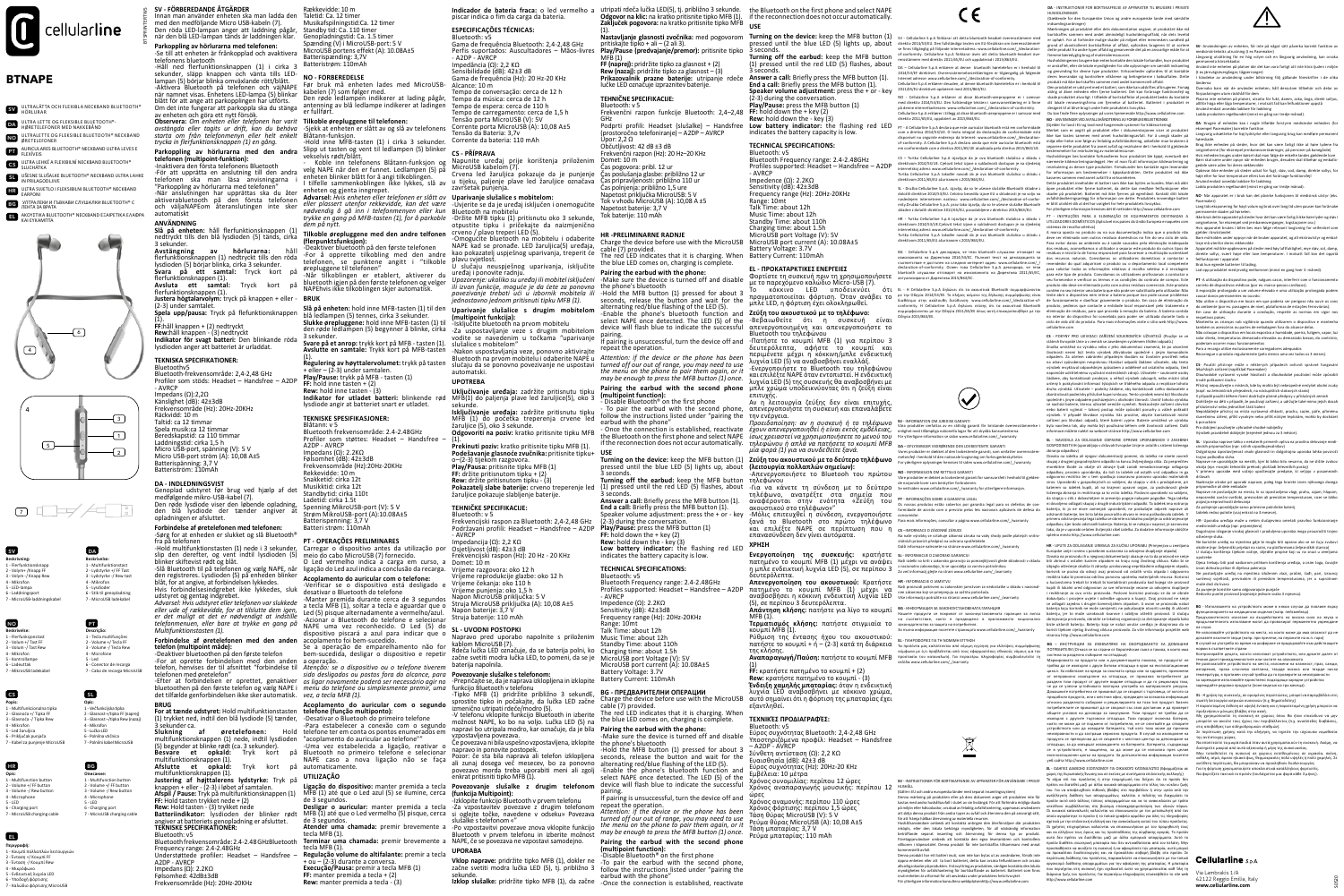# cellularline

## BTNAPE

SV ULTRALÄTTA OCH FLEXIBLA NECKBAND BLUETOOTH® HÖRLURAR

DA ULTRA LETTE OG FLEKSIBLE BLUETOOTH® HØRETELEFONER MED NAKKEBÅND

NO ULTRALETTE OG FLEKSIBLE BLUETOOTH® NECKBAND ØRETELEFONER

PT AURICULARES BLUETOOTH® NECKBAND ULTRA LEVES E FLEXÍVEIS

CS ULTRALEHKÁ A FLEXIBILNÍ NECKBAND BLUETOOTH® SLUCHÁTKA

SL IZJEMNO LAHKE BLUETOOTH® NECKBAND ULTRA LAHKE IN PRILAGODLJIVE

HR ULTRA SVJETLO I FLEKSIBILNI BLUETOOTH® NECKBAND SLUŠALICE

BG УЛТРАЛЕКИ И ГЪВКАВИ СЛУШАЛКИ BLUETOOTH® С ЛЕНТА ЗА ВРАТА

EL ΑΚΟΥΣΤΙΚΑ BLUETOOTH® NECKBAND ΕΞΑΙΡΕΤΙΚΑ ΕΛΑΦΡΙΑ ΚΑΙ ΕΥΚΑΜΠΤΑ

**SV**
Beskrivning:
1 - Flerfunktionsknapp
2 - Volym- / Nasta FF
3 - Volym- / Nasta Rew
4 - Mikrofon
5 - LED-lampa
6 - Laddningsport
7 - Micro USB-laddningskabel

**DA**
Beskrivelse:
1 - Multifunktionsknap
2 - Lydstyrke + / FF Spor
3 - Lydstyrke - / Rew spor
4 - Mikrofon
5 - Lysdioder
6 - Stik til genopladning
7 - Micro USB-ladekabel

**NO**
Beskrivelse:
1 - Flerfunksjonstast
2 - Volum + / Spor FF
3 - Volum - / Spor Rew
4 - Mikrofon
5 - Kontrollampe
6 - Ladekontakt
7 - Micro USB-ladekabel

**PT**
Descrição:
1 - Tecla multifunções
2 - Volume + / Faixa FF
3 - Volume - / Faixa Rew
4 - Microfone
5 - Led
6 - Conector de recarga
7 - Cabo de recarga Micro USB

**CS**
Popis:
1 - Multifunkční tlačítko
2 - Hlasitost + / Stopa FF
3 - Hlasitost - / Stopa Rew
4 - Mikrofon
5 - Led kontrolka
6 - Nabíjecí konektor
7 - Kabel na nabíjení Micro USB

**SL**
Opis:
1 - Večfunkcijska tipka
2 - Glasnost + / Naprej FF (naprej)
3 - Glasnost - / Nazaj Rew (nazaj)
4 - Mikrofon
5 - Lučka LED
6 - Polnilna vtičnica
7 - Polnilni kabel Micro USB

**HR**
Opis:
1 - Multifunction button
2 - Volume + / FF button
3 - Volume - / Rew button
4 - Microphone
5 - LED
6 - Charging port
7 - Micro USB charging cable

**BG**
Описание:
1 - Multifunction button
2 - Volume + / FF button
3 - Volume - / Rew button
4 - Microphone
5 - LED
6 - Charging port
7 - Micro USB charging cable

**EL**
Περιγραφή:
1 - Κουμπί πολλαπλών λειτουργιών
2 - Ένταση +/ Κομμάτι FF
3 - Ένταση -/ Κομμάτι Rew
4 - Μικρόφωνο
5 - Ενδεικτική λυχνία LED
6 - Υποδοχή φόρτισης
7 - Καλώδιο φόρτισης Micro USB

## SV - FÖRBEREDANDE ÅTGÄRDER

Innan man använder enheten ska man ladda den med den medföljande Micro USB-kabeln (7).
Den röda LED-lampan anger att laddning pågår, när den blå LED-lampan tänds är laddningen slutförd.

### Parkoppling av hörlurarna med telefonen:

-Se till att enheten är frånkopplad och avaktivera telefonens bluetooth
-Håll ned flerfunktionsknappen (1) i cirka 3 sekunder, släpp knappen och vänta tills LED-lampan (5) börjar blinka omväxlande rött/blått.
-Aktivera Bluetooth på telefonen och välj NAPE när namnet visas. Enhetens LED-lampa (5) blinkar blått för att ange att parkopplingen har utförts.
Om det inte fungerar att parkoppla ska du stänga av enheten och göra ett nytt försök.
*Observera: Om enheten eller telefonen har varit avstängda eller tappts ur drift, kan du behöva starta om från telefonmenyn eller helt enkelt trycka in flerfunktionsknappen (1) en gång.*

### Parkoppling av hörlurarna med en andra telefon (multipoint-funktion):

-Inaktivera den första telefonens Bluetooth
-För att upprätta en anslutning till den andra telefonen ska man läsa anvisningarna i "Parkoppling av hörlurarna med telefonen"
-När anslutningen har upprättats ska du åter aktivera bluetooth på den första telefonen och välja NAPE om återanslutningen inte sker automatiskt

### ANVÄNDNING

**Slå på enheten:** håll flerfunktionsknappen (1) nedtryckt tills den blå lysdioden (5) tänds, cirka 3 sekunder.
**Avstängning av hörlurarna:** håll flerfunktionsknappen (1) nedtryckt tills den röda lysdioden (5) börjar blinka, cirka 3 sekunder.
**Svara på ett samtal:** Tryck kort på flerfunktionsknappen (1).
**Avsluta ett samtal:** Tryck kort på flerfunktionsknappen (1).
**Justera högtalarvolym:** tryck på knappen + eller - (2-3) under samtalet.
**Spela upp/paus:** Tryck på flerfunktionsknappen (1).
**FF:** håll knappen + (2) nedtryckt
**Rew:** håll knappen - (3) nedtryckt
**Indikator för svagt batteri:** Den blinkande röda lysdioden anger att batteriet är urladdat.

### TEKNISKA SPECIFIKATIONER:

Bluetooth 5
Bluetooth-frekvensområde: 2,4-2,48 GHz
Profiler som stöds: Headset – Handsfree – A2DP - AVRCP
Impedans (Ω):2,2Ω
Känslighet (dB): 42±3dB
Frekvensområde (Hz): 20Hz-20KHz
Räckvidd: 10 m
Taltid: ca 12 timmar
Speltid musik: ca 12 timmar
Beredskapstid: ca 110 timmar
Laddningstid: cirka 1,5 h
Micro USB-port, spänning (V): 5 V
Micro USB-port ström (A): 10,08 A±5
Batterispänning: 3,7 V
Batteriström: 110mAh

## DA - INDLEDNINGSVIST

Genoplad udstyret før brug ved hjælp af det medfølgende mikro-USB-kabel (7).
Den røde lysdiode viser den løbende opladning, den blå lysdiode der tænder angiver at opladningen er afsluttet.

### Forbindelse af øretelefonen med telefonen:

-Sørg for at enheden er slukket og slå Bluetooth® fra på telefonen
-Hold multifunktionstasten (1) nede i 3 sekunder, slip den derefter, og vent indtil lysdioden (5) blinker skiftevis rødt og blåt.
-Slå Bluetooth til på telefonen og vælg NAPE, når den registreres. Lysdioden (5) på enheden blinker blåt, for at angive, at forbindelsen lykkedes.
Hvis forbindelsesindgrebet ikke lykkedes, sluk udstyret og gentag indgrebet.
*Advarsel: Hvis udstyret eller telefonen var slukkede eller ude af rækkevidde, for at tilslutte dem igen, er det muligt at det er nødvendigt at indstille telefonmenuen, eller bare at trykke en gang på Multifunktionstasten (1).*

### Forbindelse af øretelefonen med en anden telefon (multipoint mode):

-Deaktiver bluetoothen på den første telefon
-For at oprette forbindelsen med den anden telefon, henvises der til afsnittet "forbindelse til telefonen med øretelefon"
-Efter at forbindelsen er oprettet, genaktiver bluetoothen på den første telefon og vælg NAPE i det tilfælde genforbindelsen ikke sker automatisk.

### BRUG

**For at tænde udstyret:** Hold multifunktionstasten (1) trykket ned, indtil den blå lysdiode (5) tænder, 3 sekunder ca.
**Slukning af øretelefonen:** Hold multifunktionstasten (1) nede, indtil lysdioden (5) begynder at blinke rødt (ca. 3 sekunder).
**Besvare et opkald:** Tryk kort på multifunktionstasten (1).
**Afslutte et opkald:** Tryk kort på multifunktionstasten (1).
**Justering af højttalerens lydstyrke:** Tryk på knappen + eller - (2-3) i løbet af samtalen.
**Afspil / Pause:** Tryk på multifunktionstasten (1).
**FF:** Hold tasten trykket nede + (2)
**Rew:** Hold tasten - (3) trykket nede
**Batteriindikator:** lysdioden der blinker rødt angiver at batteriets genopladning er afsluttet.

### TEKNISKE SPECIFIKATIONER:

Bluetooth v5
Bluetooth frekvensområde: 2.4-2.48 GHz Bluetooth
Frequency range: 2.4-2.48GHz
Understøttede profiler: Headset – Handsfree – A2DP – AVRCP
Impedans (Ω): 2,2KΩ
Følsomhed: 42dB±3dB
Frekvensområde (Hz): 20Hz-20KHz
Rækkevidde: 10 m
Taletid: Ca. 12 timer
Musikafspilningstid: Ca. 12 timer
Standby tid: Ca. 110 timer
Genopladningstid: Ca. 1.5 timer
Spænding (V) i MicroUSB-port: 5 V
MicroUSB portens effekt (A): 10.08A±5
Batterispænding: 3,7V
Batteristrøm: 110mAh

## NO - FORBEREDELSE

Før bruk må enheten lades med MicroUSB-kabelen (7) som følger med.
Den røde lampen indikerer at lading pågår, antenning av blå ledlampe indikerer at ladingen er fullført.

### Tilkoble ørepluggene til telefonen:

Slukk at enheten er slått av og slå av telefonens Blåtann-funksjon.
-Hold inne MFB-tasten (1) i cirka 3 sekunder. Slipp ut tasten og vent til ledlampen (5) blinker vekselvis rødt/blått.
- Koble inn telefonens Blåtann-funksjon og velg NAPE når den er funnet. Ledlampen (5) på enheten blinker blått for å angi tilkoblingen.
I tilfelle sammenkoblingen ikke lykkes, slå av enheten og gjenta prosedyren.
*Advarsel: Hvis enheten eller telefonen er slått av eller plassert utenfor rekkevidde, kan det være nødvendig å gå inn i telefonmenyen eller kun trykke en gang på MFB-tasten (1), for å påkoble dem på nytt.*

### Tilkoble ørepluggene med den andre telefonen (flerpunktsfunksjon):

-Deaktiver bluetooth på den første telefonen
-For å opprette tilkobling med den andre telefonen, se punktene angitt i "Tilkoble ørepluggene til telefonen"
-Når tilkoblingen er etablert, aktiverer du bluetooth igjen på den første telefonen og velger NAPE hvis ikke tilkoblingen skjer automatisk.

### BRUK

**Slå på enheten:** hold inne MFB-tasten (1) til den blå ledlampen (5) tennes, cirka 3 sekunder.
**Slukke ørepluggene:** hold inne MFB-tasten (1) til den røde ledlampen (5) begynner å blinke, cirka 3 sekunder.
**Svare på et anrop:** trykk kort på MFB - tasten (1).
**Avslutte en samtale:** Trykk kort på MFB-tasten (1).
**Regulering av høyttalervolumet:** trykk på tasten + eller – (2-3) under samtalen.
**Play/Pause:** trykk på MFB - tasten (1)
**FF:** hold inne tasten + (2)
**Rew:** hold inne tasten - (3)
**Indikator for utladet batteri:** blinkende rød lysdiode angir at batteriet snart er utladet.

### TEKNISKE SPESIFIKASJONER:

Blåtann: v 5
Bluetooth frekvensområde: 2.4-2.48GHz
Profiler som støttes: Headset – Handsfree – A2DP – AVRCP
Impedans (Ω): 2.2KΩ
Følsomhet (dB): 42±3dB
Frekvensområde (Hz):20Hz-20KHz
Rekkevidde: 10 m
Snakketid: cirka 12t
Musikktid: cirka 12t
Standbytid: cirka 110t
Ladetid: cirka 1.5t
Spenning MicroUSB-port (V): 5 V
Strøm MikroUSB-port (A):10.08A±5
Batterispenning: 3,7 V
Batteri strøm: 110mAh

## PT - OPERAÇÕES PRELIMINARES

Carregar o dispositivo antes da utilização por meio do cabo MicroUSB (7) fornecido.
O Led vermelho indica a carga em curso, a ligação do Led azul indica a conclusão da recarga.

### Acoplamento do auricular com o telefone:

-Verificar se o dispositivo está desligado e desativar o Bluetooth do telefone
-Manter premida durante cerca de 3 segundos a tecla MFB (1), soltar a tecla e aguardar que o Led (5) pisque alternadamente a vermelho/azul.
-Acionar o Bluetooth do telefone e selecionar NAPE uma vez reconhecido. O Led (5) do dispositivo piscará a azul para indicar que o acoplamento foi bem-sucedido.
Se a operação de emparelhamento não for bem-sucedida, desligar o dispositivo e repetir a operação.
*Atenção: se o dispositivo ou o telefone tiverem sido desligados ou postos fora do alcance, para os ligar novamente poderá ser necessário agir no menu do telefone ou simplesmente premir, uma vez, a tecla MFB (1).*

### Acoplamento do auricular com o segundo telefone (função multiponto):

-Desativar o Bluetooth do primeiro telefone
-Para estabelecer a conexão com o segundo telefone fazer em conta os pontos enumerados em "acoplamento do auricular ao telefone"
-Uma vez estabelecida a ligação, reativar o Bluetooth no primeiro telefone e selecionar NAPE caso a nova ligação não se faça automaticamente.

### UTILIZAÇÃO

**Ligação do dispositivo:** manter premida a tecla MFB (1) até que o Led azul (5) se ilumine, cerca de 3 segundos.
**Desligar o auricular:** manter premida a tecla MFB (1) até que o Led vermelho (5) pisque, cerca de 3 segundos.
**Atender uma chamada:** premir brevemente a tecla MFB (1).
**Terminar uma chamada:** premir brevemente a tecla MFB (1).
**Regulação do volume do altifalante:** premir a tecla + ou – (2-3) durante a conversa.
**Execução/Pausa:** premir a tecla MFB (1)
**FF:** manter premida a tecla + (2)
**Rew:** manter premida a tecla - (3)
**Indicador de bateria fraca:** o led vermelho a piscar indica o fim da carga da bateria.

### ESPECIFICAÇÕES TÉCNICAS:

Bluetooth: v 5
Gama de frequência Bluetooth: 2,4-2,48 GHz
Perfis suportados: Auscultadores – Mãos-livres - A2DP - AVRCP
Impedância (Ω): 2,2 KΩ
Sensibilidade (dB): 42±3 dB
Gama de frequência (Hz): 20 Hz-20 KHz
Alcance: 10 m
Tempo de conversação: cerca de 12 h
Tempo da música: cerca de 12 h
Tempo de espera: cerca de 110 h
Tempo de carregamento: cerca de 1,5 h
Tensão porta MicroUSB (V): 5V
Corrente porta MicroUSB (A): 10,08 A±5
Tensão da bateria: 3,7V
Corrente da bateria: 110 mAh

## CS - PŘÍPRAVA

Napumte uređaj prije korištenja priloženim MicroUSB kabelom (7).
Crvena led žaruljica pokazuje da je punjenje u tijeku, paljenje plave led žaruljice označava završetak punjenja.

### Uparivanje slušalice s mobitelom:

-Uvjerite se da je uređaj isključen i onemogućite Bluetooth na mobitelu
-Držite MFB tipku (1) pritisnutu oko 3 sekunde, otpustite tipku i pričekajte da naizmjenično crveno / plavo treperi LED (5).
-Omogućite bluetooth na mobitelu i odaberite NAPE kad se ponude. LED žaruljica(5) uređaja, koa pokazatelj uspješnog uparivanja, treperit će plavo svjetlost.
U slučaju neuspješnog uparivanja, isključite uređaj i ponovite radnju.
*Upozorenje: ukoliko su uređaj ili mobitel isključeni ili izvan funkcije, moguće je da ćete za ponovno povezivanje trebati ući u izbornik mobitela ili jednostavno jednom pritisnuti tipku MFB (1).*

### Uparivanje slušalice s drugim mobitelom (multipoint funkcija):

-Isključite bluetooth na prvom mobitelu
-Za uspostavljanje veze s drugim mobitelom slijedite se navedenim u točkama "uparivanja slušalice s mobitelom"
-Nakon uspostavljanja veze, ponovno aktivirajte Bluetooth na prvom mobitelu i odaberite NAPE u slučaju da se ponovno povezivanje ne uspostavi automatski.

### UPOTREBA

**Uključivanje uređaja:** zadržite pritisnutu tipku MFB(1) do paljenja plave led žaruljice(5), oko 3 sekunde.
**Isključivanje uređaja:** zadržite pritisnutu tipku MFB (1) do početka treperenja crvene led žaruljice (5), oko 3 sekunde.
**Odgovor na poziv:** kratko pritisnite tipku MFB (1).
**Prekinuti poziv:** kratko pritisnite tipku MFB (1).
**Podešavanje glasnoće zvučnika:** pritisnite tipku+ o-(2-3) tijekom razgovora.
**Play/Pausa:** pritisnite tipku MFB (1)
**FF:** držite pritisnutom tipku + (2)
**Rew:** držite pritisnutom tipku - (3)
**Pokazatelj slabe baterije:** crvene treperenje led žaruljice pokazuje slabljenje baterije.

### TEHNIČKE SPECIFIKACIJE:

Bluetooth: v 5
Frekvencijski raspon za Bluetooth: 2,4-2,48 GHz
Podržavani profili: Headset – Handsfree – A2DP – AVRCP
Impedancija (Ω): 2,2 KΩ
Osjetljivost (dB): 42±3 dB
Frekvencijski raspon (Hz): 20 Hz - 20 KHz
Domet: 10 m
Vrijeme razgovora: oko 12 h
Vrijeme reprodukcije glazbe: oko 12 h
Vrijeme čekanja: oko 110 h
Vrijeme punjenja: oko 1,5 h
Napon MicroUSB priključka: 5 V
Struja MicroUSB priključka (A): 10,08 A±5
Napon baterije: 3,7 V
Struja baterije: 110 mAh

## SL - UVODNI POSTOPKI

Napravo pred uporabo napolnite s priloženim kablom MicroUSB (7).
Rdeča lučka LED označuje, da se baterija polni, ko začne svetiti modra lučka LED, to pomeni, da se je baterija napolnila.

### Povezovanje slušalke s telefonom:

-Prepričajte se, da je naprava izklopljena in izklopite funkcijo Bluetooth v telefonu
-Tipko MFB (1) pridržite približno 3 sekunde, spustite tipko in počakajte, da lučka LED začne izmenično utripati rdeče/modro (5).
-V telefonu vklopite funkcijo Bluetooth in izberite možnost NAPE, ko bo na voljo. Lučka LED (5) na napravi bo utripala modro, kar označuje, da je bila vzpostavljena povezava.
Če povezava ni bila uspešno vzpostavljena, izklopite napravo in ponovite postopek.
Pozor: če sta bila naprava ali telefon izklopljena ali zunaj dosega več mesecev, bo za ponovno povezavo morda treba uporabiti meni ali zgolj enkrat pritisniti tipko MFB (1).

### Povezovanje slušalke z drugim telefonom (funkcija Multipoint):

-Izklopite funkcijo Bluetooth v prvem telefonu
-Za vzpostavitev povezave z drugim telefonom si oglejte točke, navedene v odseku» Povezava slušalke s telefonom «
-Po vzpostavitvi povezave znova vklopite funkcijo Bluetooth v prvem telefonu in izberite možnost NAPE, če se povezava ne vzpostavi samodejno.

### UPORABA

**Vklop naprave:** pridržite tipko MFB (1), dokler ne začne svetiti modra lučka LED (5), tj. približno 3 sekunde.
**Izklop slušalke:** pridržite tipko MFB (1), da začne utripati rdeča lučka LED(5), tj. približno 3 sekunde.
**Odgovor na klic:** na kratko pritisnite tipko MFB (1).
**Zaključek pogovora:** na kratko pritisnite tipko MFB (1).
**Nastavljanje glasnosti zvočnika:** med pogovorom pritiskajte tipko + ali – (2 ali 3).
**Play/Pause (predvajanje/premor):** pritisnite tipko MFB (1)
**FF (naprej):** pridržite tipko za glasnost + (2)
**Rew (nazaj):** pridržite tipko za glasnost – (3)
**Prikazovalnik prazne baterije:** utripanje rdeče lučke LED označuje izpraznitev baterije.

### TEHNIČNE SPECIFIKACIJE:

Bluetooth: v 5
Frekvenčni razpon funkcije Bluetooth: 2,4–2,48 GHz
Podprti profili: Headset (slušalke) – Handsfree (prostoročno telefoniranje) – A2DP – AVRCP
Upor: 2,2 Ω
Občutljivost: 42 dB ±3 dB
Frekvenčni razpon (Hz): 20 Hz–20 KHz
Domet: 10 m
Čas pogovora: pribl. 12 ur
Čas predvajanja glasbe: približno 12 ur
Čas pripravljenosti: približno 110 ur
Čas polnjenja: približno 1,5 ure
Napetost priključka MicroUSB: 5 V
Tok v vhodu MicroUSB (A): 10,08 A ±5
Napetost baterije: 3,7 V
Tok baterije: 110 mAh

## HR -PRELIMINARNE RADNJE

Charge the device before use with the MicroUSB cable (7) provided.
The red LED indicates that it is charging. When the blue LED comes on, charging is complete.

### Pairing the earbud with the phone:

-Make sure the device is turned off and disable the phone's bluetooth
-Hold the MFB button (1) pressed for about 3 seconds, release the button and wait for the alternating red/blue flashing of the LED (5).
-Enable the phone's bluetooth function and select NAPE once detected. The LED (5) of the device will flash blue to indicate the successful pairing.
If pairing is unsuccessful, turn the device off and repeat the operation.
*Attention: if the device or the phone has been turned off our out of range, you may need to use the menu on the phone to pair them again, or it may be enough to press the MFB button (1) once.*

### Pairing the earbud with the second phone (multipoint function):

-Disable Bluetooth® on the first phone
-To pair the earbud with the second phone, follow the instructions listed under "pairing the earbud with the phone"
-Once the connection is established, reactivate the Bluetooth on the first phone and select NAPE if the connection does not occur automatically.

### USE

**Turning on the device:** keep the MFB button (1) pressed until the blue LED (5) lights up, about 3 seconds.
**Turning off the earbud:** keep the MFB button (1) pressed until the red LED (5) flashes, about 3 seconds.
**Answer a call:** Briefly press the MFB button (1).
**End a call:** Briefly press the MFB button (1).
**Speaker volume adjustment:** press the + or - key (2-3) during the conversation.
**Play/Pause:** press the MFB button (1)
**FF:** hold down the + key (2)
**Rew:** hold down the - key (3)
**Low battery indicator:** the flashing red LED indicates the battery capacity is low.

### TECHNICAL SPECIFICATIONS:

Bluetooth: v5
Bluetooth Frequency range: 2.4-2.48GHz
Profiles supported: Headset – Handsfree – A2DP - AVRCP
Impedence (Ω): 2.2KΩ
Sensitivity (dB): 42±3dB
Frequency range (Hz): 20Hz-20KHz
Range: 10mt
Talk Time: about 12h
Music Time: about 12h
Standby Time: about 110h
Charging time: about 1.5h
MicroUSB port Voltage (V): 5V
MicroUSB port current (A): 10.08A±5
Battery Voltage: 3,7V
Battery Current: 110mAh

## BG - ПРЕДВАРИТЕЛНИ ОПЕРАЦИИ

Charge the device before use with the MicroUSB cable (7) provided.
The red LED indicates that it is charging. When the blue LED comes on, charging is complete.

### Pairing the earbud with the phone:

-Make sure the device is turned off and disable the phone's bluetooth
-Hold the MFB button (1) pressed for about 3 seconds, release the button and wait for the alternating red/blue flashing of the LED (5).
-Enable the phone's bluetooth function and select NAPE once detected. The LED (5) of the device will flash blue to indicate the successful pairing.
If pairing is unsuccessful, turn the device off and repeat the operation.
*Attention: if the device or the phone has been turned off our out of range, you may need to use the menu on the phone to pair them again, or it may be enough to press the MFB button (1) once.*

### Pairing the earbud with the second phone (multipoint function):

-Disable Bluetooth® on the first phone
-To pair the earbud with the second phone, follow the instructions listed under "pairing the earbud with the phone"
-Once the connection is established, reactivate the Bluetooth on the first phone and select NAPE if the connection does not occur automatically.

### USE

**Turning on the device:** keep the MFB button (1) pressed until the blue LED (5) lights up, about 3 seconds.
**Turning off the earbud:** keep the MFB button (1) pressed until the red LED (5) flashes, about 3 seconds.
**Answer a call:** Briefly press the MFB button (1).
**End a call:** Briefly press the MFB button (1).
**Speaker volume adjustment:** press the + or - key (2-3) during the conversation.
**Play/Pause:** press the MFB button (1)
**FF:** hold down the + key (2)
**Rew:** hold down the - key (3)
**Low battery indicator:** the flashing red LED indicates the battery capacity is low.

### TECHNICAL SPECIFICATIONS:

Bluetooth: v5
Bluetooth Frequency range: 2.4-2.48GHz
Profiles supported: Headset – Handsfree – A2DP - AVRCP
Impedence (Ω): 2.2KΩ
Sensitivity (dB): 42±3dB
Frequency range (Hz): 20Hz-20KHz
Range: 10mt
Talk Time: about 12h
Music Time: about 12h
Standby Time: about 110h
Charging time: about 1.5h
MicroUSB port Voltage (V): 5V
MicroUSB port current (A): 10.08A±5
Battery Voltage: 3,7V
Battery Current: 110mAh

## EL - ΠΡΟΚΑΤΑΡΚΤΙΚΕΣ ΕΝΕΡΓΕΙΕΣ

Φορτίστε τη συσκευή πριν τη χρησιμοποιήσετε με το παρεχόμενο καλώδιο Micro USB (7).
Η κόκκινη LED υποδεικνύει ότι πραγματοποιείται φόρτιση. Όταν ανάβει το μπλε LED, η φόρτιση έχει ολοκληρωθεί.

### Ζεύξη του ακουστικού με το τηλέφωνο:

-Βεβαιωθείτε ότι η συσκευή είναι απενεργοποιημένη και απενεργοποιήστε το Bluetooth του τηλεφώνου
-Πατήστε το κουμπί MFB (1) για περίπου 3 δευτερόλεπτα, αφήστε το κουμπί και περιμένετε μέχρι η κόκκινη/μπλε ενδεικτική λυχνία LED (5) να αναβοσβήνει εναλλάξ.
-Ενεργοποιήστε το Bluetooth του τηλεφώνου και επιλέξτε NAPE όταν εντοπιστεί. Η ενδεικτική λυχνία LED (5) της συσκευής θα αναβοσβήνει με μπλε χρώμα υποδεικνύοντας ότι η ζεύξη είναι επιτυχής.
Αν η λειτουργία ζεύξης δεν είναι επιτυχής, απενεργοποιήστε τη συσκευή και επαναλάβετε την ενέργεια.
*Προειδοποίηση: αν η συσκευή ή το τηλέφωνο έχουν απενεργοποιηθεί ή είναι εκτός εμβέλειας, ίσως χρειαστεί να χρησιμοποιήσετε το μενού του τηλεφώνου ή απλά να πατήσετε το κουμπί MFB μία φορά (1) για να συνδεθούν ξανά.*

### Ζεύξη του ακουστικού με το δεύτερο τηλέφωνο (λειτουργία πολλαπλών σημείων):

-Απενεργοποιήστε το Bluetooth του πρώτου τηλεφώνου
-Για να κάνετε τη σύνδεση με το δεύτερο τηλέφωνο, ανατρέξτε στα σημεία που αναφέρονται στην ενότητα «Ζεύξη του ακουστικού με το τηλέφωνο»
-Μόλις επιτευχθεί η σύνδεση, ενεργοποιήστε ξανά το Bluetooth στο πρώτο τηλέφωνο και επιλέξτε NAPE σε περίπτωση που η επανασύνδεση δεν γίνει αυτόματα.

### ΧΡΗΣΗ

**Ενεργοποίηση της συσκευής:** κρατήστε πατημένο το κουμπί MFB (1) μέχρι να ανάψει η μπλε ενδεικτική λυχνία LED (5), σε περίπου 3 δευτερόλεπτα.
**Απενεργοποίηση του ακουστικού:** Κρατήστε πατημένο το κουμπί MFB (1) μέχρι να αναβοσβήσει η κόκκινη ενδεικτική λυχνία LED (5), σε περίπου 3 δευτερόλεπτα.
**Απάντηση κλήσης:** πατήστε για λίγο το κουμπί MFB (1).
**Τερματισμός κλήσης:** πατήστε στιγμιαία το κουμπί MFB (1).
Ρύθμιση της έντασης ήχου του ακουστικού: πατήστε το κουμπί + ή – (2-3) κατά τη διάρκεια της κλήσης.
**Αναπαραγωγή/Παύση:** πατήστε το κουμπί MFB (1)
**FF:** κρατήστε πατημένο το κουμπί + (2)
**Rew:** κρατήστε πατημένο το κουμπί - (3)
**Ένδειξη χαμηλής μπαταρίας:** όταν η ενδεικτική λυχνία LED αναβοσβήνει με κόκκινο χρώμα, αυτό σημαίνει ότι η φόρτιση της μπαταρίας έχει εξαντληθεί.

### ΤΕΧΝΙΚΕΣ ΠΡΟΔΙΑΓΡΑΦΕΣ:

Bluetooth: v5
Εύρος συχνότητας Bluetooth: 2,4-2,48 GHz
Υποστηριζόμενα προφίλ: Headset – Handsfree – A2DP - AVRCP
Σύνθετη αντίσταση (Ω): 2,2 KΩ
Ευαισθησία (dB): 42±3 dB
Εύρος συχνότητας (Hz): 20Hz-20 KHz
Εμβέλεια: 10 μέτρα
Χρόνος ομιλίας: περίπου 12 ώρες
Χρόνος αναπαραγωγής μουσικής: περίπου 12 ώρες
Χρόνος αναμονής: περίπου 110 ώρες
Χρόνος φόρτισης: περίπου 1,5 ώρες
Τάση θύρας MicroUSB (V): 5 V
Ρεύμα θύρας MicroUSB (A): 10,08 A±5
Τάση μπαταρίας: 3,7 V
Ρεύμα μπαταρίας: 110 mAh

SV - Cellularline S.p.A förklarar att denna bluetooth-headset överensstämmer med direktiv 2014/53/EU. Den fullständiga texten om EU-försäkran om överensstämmelse finns tillgänglig på följande internetadress: www.cellularline.com/_/declaration-of-conformity.

DA - Cellularline S.p.A erklærer at denne bluetooth-hovedsæt er i overensstemmelse med direktiv 2014/53/EU. Den fulde tekst til EU-overensstemmelseserklæringen er tilgængelig på følgende internetadresse: www.cellularline.com/_/declaration-of-conformity.

NO - Cellularline S.p.A erklærer at denne bluetooth-øreplugger er i samsvar med direktiv 2014/53/EU. Den fullstendige teksten i samsvarserklæringen er tilgjengelig på følgende internettadresse: www.cellularline.com/_/declaration-of-conformity.

PT - A Cellularline S.p.A declara que este auricular bluetooth está em conformidade com a diretiva 2014/53/UE. O texto integral da declaração de conformidade está disponível no seguinte endereço internet: www.cellularline.com/_/declaration-of-conformity.

CS - Tvrtka Cellularline S.p.A izjavljuje da je ova bluetooth slušalica u skladu s direktivom 2014/53/EU. Cjeloviti tekst izjave o sukladnosti dostupan je na sljedećoj internetskoj adresi: www.cellularline.com/_/declaration-of-conformity.

SL - Družba Cellularline S.p.A izjavlja, da je ta brezžična slušalka Bluetooth skladna z Direktivo 2014/53/EU. Celotno besedilo izjave EU o skladnosti je na voljo na naslednjem spletnem naslovu: www.cellularline.com/_/declaration-of-conformity.

HR - Tvrtka Cellularline S.p.A izjavljuje da je ova bluetooth slušalica u skladu s direktivom 2014/53/EU. Cjeloviti tekst izjave o sukladnosti dostupan je na sljedećoj internetskoj adresi: www.cellularline.com/_/declaration-of-conformity.

BG - Cellularline S.p.A декларира, че тази Bluetooth слушалка отговаря на изискванията на Директива 2014/53/ЕС. Пълният текст на декларацията за съответствие е достъпен на следния интернет адрес: www.cellularline.com/_/declaration-of-conformity.

EL - Η Cellularline S.p.A δηλώνει ότι το ακουστικό Bluetooth συμμορφώνεται με την Οδηγία 2014/53/ΕΕ. Το πλήρες κείμενο της δήλωσης συμμόρφωσης είναι διαθέσιμο στην ακόλουθη διεύθυνση: www.cellularline.com/_/declaration-of-conformity.

SV - INFORMATION OM JURIDISK GARANTI
Om produkten används enligt lagstadgad garanti, se www.cellularline.com/_/warranty

DA - OPLYSNINGER VEDRØRENDE DEN LOVBESTEMTE GARANTI
For oplysninger vedrørende den lovbestemte garanti, se www.cellularline.com/_/warranty

NO - INFORMASJON OM RETTSLIG GARANTI
For informasjon om den lovbestemte garantien, se www.cellularline.com/_/warranty

PT - INFORMAÇÕES SOBRE A GARANTIA LEGAL
Para mais informações, consultar a página www.cellularline.com/_/warranty

CS - INFORMACE O ZÁRUČNÍ ZÁRUCE
Podrobnosti naleznete na www.cellularline.com/_/warranty

SL - INFORMACIJE O ZAKONSKI GARANCIJI
Za več informacij obiščite www.cellularline.com/_/warranty

HR - INFORMACIJE O JAMSTVU
Za više informacija posjetite www.cellularline.com/_/warranty

BG - ИНФОРМАЦИЯ ЗА ЗАКОНОВАТА ГАРАНЦИЯ
Подробна информация ще намерите на www.cellularline.com/_/warranty

EL - ΠΛΗΡΟΦΟΡΙΕΣ ΓΙΑ ΤΗ ΝΟΜΙΚΗ ΕΓΓΥΗΣΗ
Για περισσότερες πληροφορίες επισκεφθείτε: www.cellularline.com/_/warranty

SV - INFORMATION FÖR KORREKT HANTERING AV UTTJÄNTA PRODUKTER

DA - INSTRUKTIONER FOR BORTSKAFFELSE AF APPARATET TIL BRUGERE I PRIVATE HUSHOLDNINGER

NO - INFORMASJON OM KORREKT AVHENDING AV PRODUKTET

PT - INSTRUÇÕES PARA A ELIMINAÇÃO DO EQUIPAMENTO DESTINADAS A UTILIZADORES DOMÉSTICOS

CS - POKYNY PRO LIKVIDACI ZAŘÍZENÍ

SL - NAVODILA ZA ODLAGANJE OPREME

HR - UPUTE ZA ODLAGANJE UREĐAJA ZA KUĆNE UPORABE

BG - ИНСТРУКЦИИ ЗА ИЗХВЪРЛЯНЕ НА ОБОРУДВАНЕТО ОТ ДОМАШНИ ПОТРЕБИТЕЛИ

EL - ΟΔΗΓΙΕΣ ΔΙΑΘΕΣΗΣ ΣΥΣΚΕΥΗΣ ΓΙΑ ΟΙΚΙΑΚΟΥΣ ΧΡΗΣΤΕΣ

**Cellularline S.p.A**
Via Lambrakis 1/A
42122 Reggio Emilia, Italy
www.cellularline.com